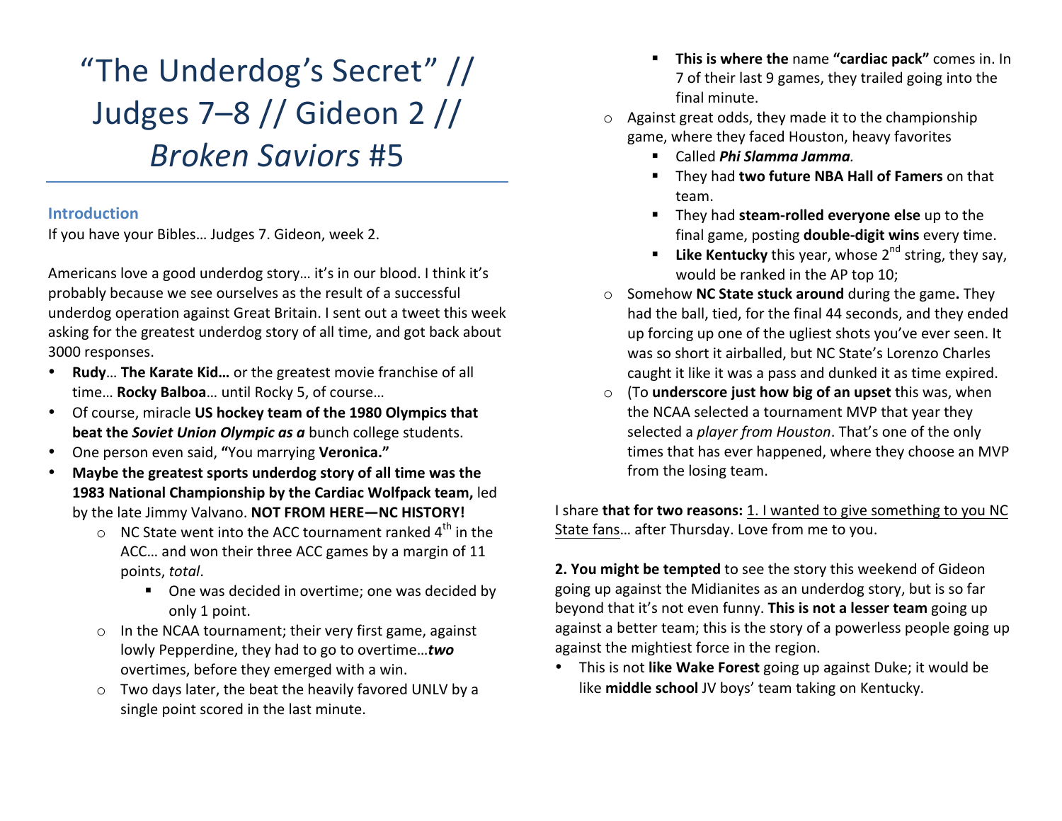# "The Underdog's Secret" // Judges 7–8 // Gideon 2 // *Broken Saviors* #5

## Introduction

If you have your Bibles… Judges 7. Gideon, week 2.

Americans love a good underdog story… it's in our blood. I think it's probably because we see ourselves as the result of a successful underdog operation against Great Britain. I sent out a tweet this week asking for the greatest underdog story of all time, and got back about 3000 responses.

- **Rudy**… **The Karate Kid…** or the greatest movie franchise of all time… **Rocky Balboa**… until Rocky 5, of course…
- Of course, miracle **US hockey team of the 1980 Olympics that beat the *Soviet Union Olympic as a*** bunch college students.
- One person even said, **"**You marrying **Veronica."**
- **Maybe the greatest sports underdog story of all time was the 1983 National Championship by the Cardiac Wolfpack team,** led by the late Jimmy Valvano. **NOT FROM HERE—NC HISTORY!**
  - NC State went into the ACC tournament ranked 4th in the ACC… and won their three ACC games by a margin of 11 points, *total*.
    - One was decided in overtime; one was decided by only 1 point.
  - In the NCAA tournament; their very first game, against lowly Pepperdine, they had to go to overtime…***two*** overtimes, before they emerged with a win.
  - Two days later, the beat the heavily favored UNLV by a single point scored in the last minute.
    - **This is where the** name **"cardiac pack"** comes in. In 7 of their last 9 games, they trailed going into the final minute.
  - Against great odds, they made it to the championship game, where they faced Houston, heavy favorites
    - Called ***Phi Slamma Jamma****.*
    - They had **two future NBA Hall of Famers** on that team.
    - They had **steam-rolled everyone else** up to the final game, posting **double-digit wins** every time.
    - **Like Kentucky** this year, whose 2nd string, they say, would be ranked in the AP top 10;
  - Somehow **NC State stuck around** during the game**.** They had the ball, tied, for the final 44 seconds, and they ended up forcing up one of the ugliest shots you've ever seen. It was so short it airballed, but NC State's Lorenzo Charles caught it like it was a pass and dunked it as time expired.
  - (To **underscore just how big of an upset** this was, when the NCAA selected a tournament MVP that year they selected a *player from Houston*. That's one of the only times that has ever happened, where they choose an MVP from the losing team.

I share **that for two reasons:** <u>1. I wanted to give something to you NC State fans</u>… after Thursday. Love from me to you.

**2. You might be tempted** to see the story this weekend of Gideon going up against the Midianites as an underdog story, but is so far beyond that it's not even funny. **This is not a lesser team** going up against a better team; this is the story of a powerless people going up against the mightiest force in the region.

- This is not **like Wake Forest** going up against Duke; it would be like **middle school** JV boys' team taking on Kentucky.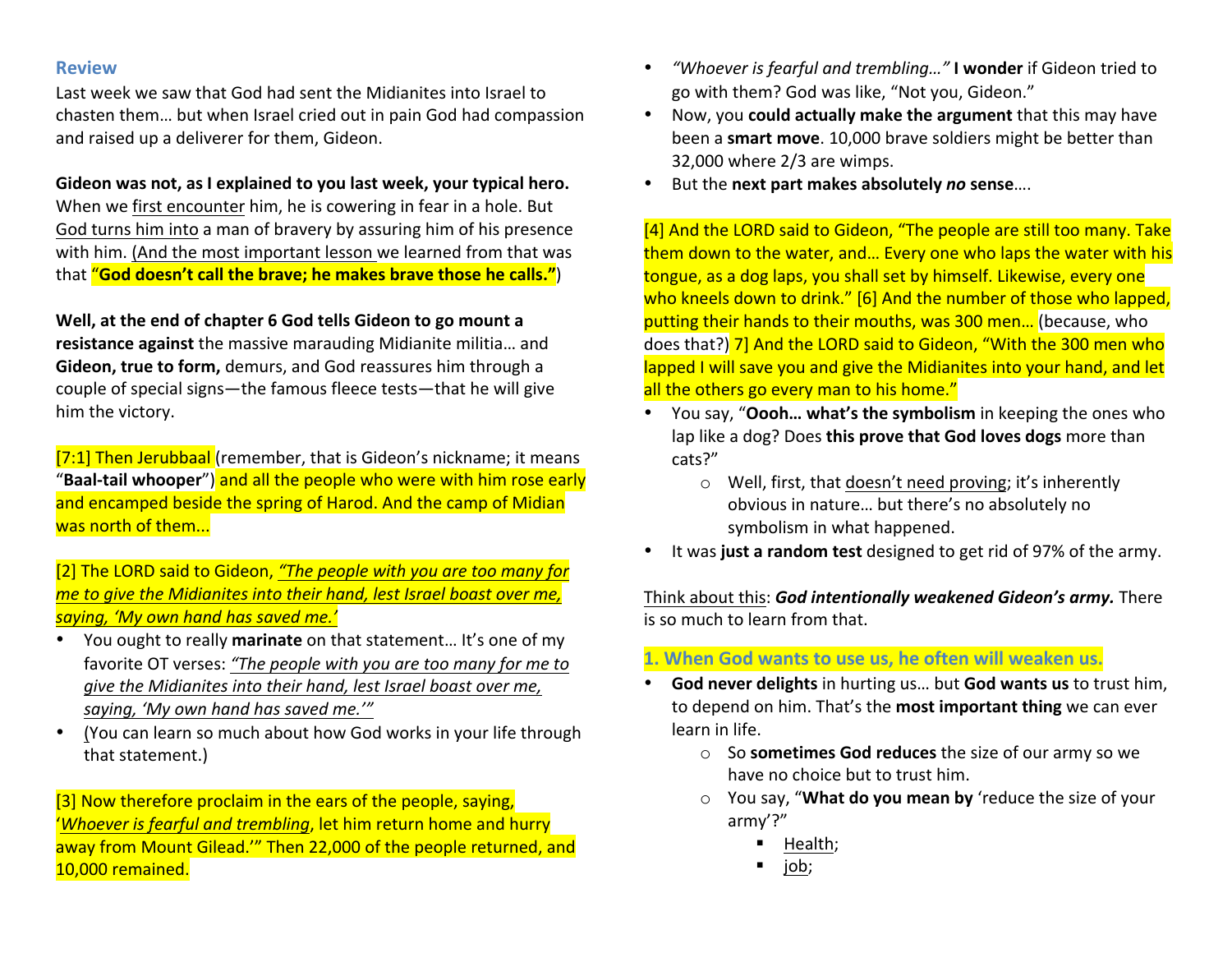## Review

Last week we saw that God had sent the Midianites into Israel to chasten them… but when Israel cried out in pain God had compassion and raised up a deliverer for them, Gideon.

**Gideon was not, as I explained to you last week, your typical hero.** When we first encounter him, he is cowering in fear in a hole. But God turns him into a man of bravery by assuring him of his presence with him. (And the most important lesson we learned from that was that "**God doesn't call the brave; he makes brave those he calls.**")

**Well, at the end of chapter 6 God tells Gideon to go mount a resistance against** the massive marauding Midianite militia… and **Gideon, true to form,** demurs, and God reassures him through a couple of special signs—the famous fleece tests—that he will give him the victory.

[7:1] Then Jerubbaal (remember, that is Gideon's nickname; it means "**Baal-tail whooper**") and all the people who were with him rose early and encamped beside the spring of Harod. And the camp of Midian was north of them...

[2] The LORD said to Gideon, *"The people with you are too many for me to give the Midianites into their hand, lest Israel boast over me, saying, 'My own hand has saved me.'*

- You ought to really **marinate** on that statement… It's one of my favorite OT verses: *"The people with you are too many for me to give the Midianites into their hand, lest Israel boast over me, saying, 'My own hand has saved me.'"*
- (You can learn so much about how God works in your life through that statement.)

[3] Now therefore proclaim in the ears of the people, saying, '*Whoever is fearful and trembling*, let him return home and hurry away from Mount Gilead.'" Then 22,000 of the people returned, and 10,000 remained.

- *"Whoever is fearful and trembling…"* **I wonder** if Gideon tried to go with them? God was like, "Not you, Gideon."
- Now, you **could actually make the argument** that this may have been a **smart move**. 10,000 brave soldiers might be better than 32,000 where 2/3 are wimps.
- But the **next part makes absolutely *no* sense**….

[4] And the LORD said to Gideon, "The people are still too many. Take them down to the water, and… Every one who laps the water with his tongue, as a dog laps, you shall set by himself. Likewise, every one who kneels down to drink." [6] And the number of those who lapped, putting their hands to their mouths, was 300 men… (because, who does that?) 7] And the LORD said to Gideon, "With the 300 men who lapped I will save you and give the Midianites into your hand, and let all the others go every man to his home."

- You say, "**Oooh… what's the symbolism** in keeping the ones who lap like a dog? Does **this prove that God loves dogs** more than cats?"
    - Well, first, that doesn't need proving; it's inherently obvious in nature… but there's no absolutely no symbolism in what happened.
- It was **just a random test** designed to get rid of 97% of the army.

Think about this: ***God intentionally weakened Gideon's army.*** There is so much to learn from that.

### 1. When God wants to use us, he often will weaken us.

- **God never delights** in hurting us… but **God wants us** to trust him, to depend on him. That's the **most important thing** we can ever learn in life.
    - So **sometimes God reduces** the size of our army so we have no choice but to trust him.
    - You say, "**What do you mean by** 'reduce the size of your army'?"
        - Health;
        - job;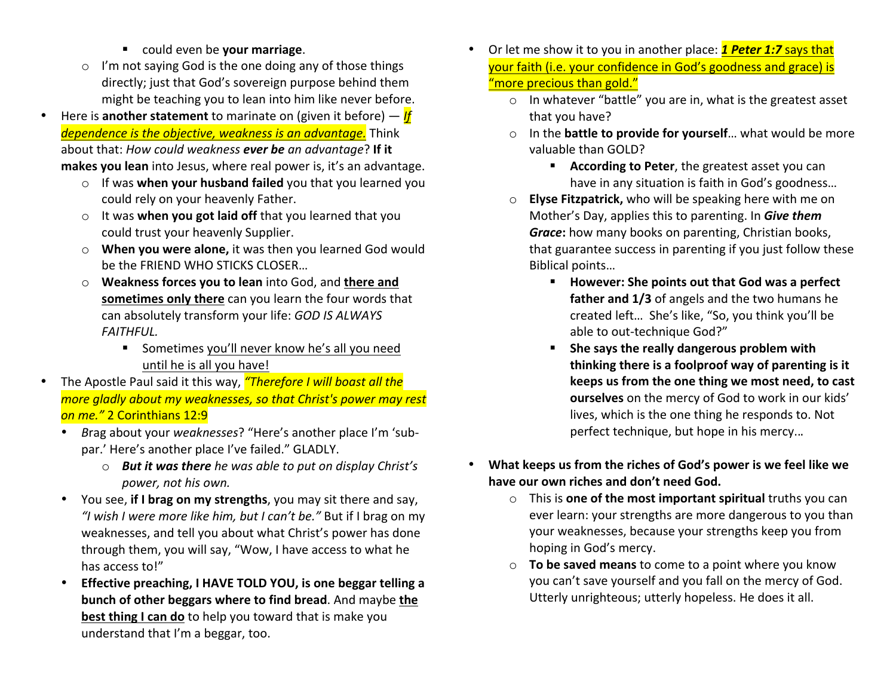- could even be **your marriage**.
    - I'm not saying God is the one doing any of those things directly; just that God's sovereign purpose behind them might be teaching you to lean into him like never before.
- Here is **another statement** to marinate on (given it before) — *If dependence is the objective, weakness is an advantage.* Think about that: *How could weakness **ever be** an advantage*? **If it makes you lean** into Jesus, where real power is, it's an advantage.
    - If was **when your husband failed** you that you learned you could rely on your heavenly Father.
    - It was **when you got laid off** that you learned that you could trust your heavenly Supplier.
    - **When you were alone,** it was then you learned God would be the FRIEND WHO STICKS CLOSER…
    - **Weakness forces you to lean** into God, and **there and sometimes only there** can you learn the four words that can absolutely transform your life: *GOD IS ALWAYS FAITHFUL.*
        - Sometimes you'll never know he's all you need until he is all you have!
- The Apostle Paul said it this way, *"Therefore I will boast all the more gladly about my weaknesses, so that Christ's power may rest on me."* 2 Corinthians 12:9
    - *B*rag about your *weaknesses*? "Here's another place I'm 'sub-par.' Here's another place I've failed." GLADLY.
        - ***But it was there** he was able to put on display Christ's power, not his own.*
    - You see, **if I brag on my strengths**, you may sit there and say, *"I wish I were more like him, but I can't be."* But if I brag on my weaknesses, and tell you about what Christ's power has done through them, you will say, "Wow, I have access to what he has access to!"
    - **Effective preaching, I HAVE TOLD YOU, is one beggar telling a bunch of other beggars where to find bread**. And maybe **the best thing I can do** to help you toward that is make you understand that I'm a beggar, too.
- Or let me show it to you in another place: ***1 Peter 1:7*** says that your faith (i.e. your confidence in God's goodness and grace) is "more precious than gold."
    - In whatever "battle" you are in, what is the greatest asset that you have?
    - In the **battle to provide for yourself**… what would be more valuable than GOLD?
        - **According to Peter**, the greatest asset you can have in any situation is faith in God's goodness…
    - **Elyse Fitzpatrick,** who will be speaking here with me on Mother's Day, applies this to parenting. In ***Give them Grace*****:** how many books on parenting, Christian books, that guarantee success in parenting if you just follow these Biblical points…
        - **However: She points out that God was a perfect father and 1/3** of angels and the two humans he created left… She's like, "So, you think you'll be able to out-technique God?"
        - **She says the really dangerous problem with thinking there is a foolproof way of parenting is it keeps us from the one thing we most need, to cast ourselves** on the mercy of God to work in our kids' lives, which is the one thing he responds to. Not perfect technique, but hope in his mercy…

- **What keeps us from the riches of God's power is we feel like we have our own riches and don't need God.**
    - This is **one of the most important spiritual** truths you can ever learn: your strengths are more dangerous to you than your weaknesses, because your strengths keep you from hoping in God's mercy.
    - **To be saved means** to come to a point where you know you can't save yourself and you fall on the mercy of God. Utterly unrighteous; utterly hopeless. He does it all.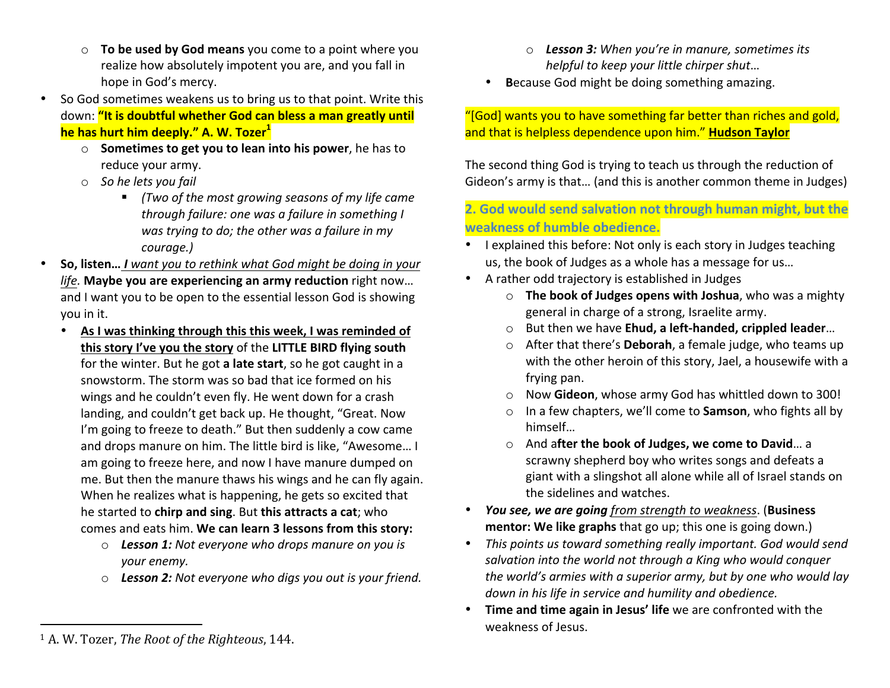- **To be used by God means** you come to a point where you realize how absolutely impotent you are, and you fall in hope in God's mercy.
- So God sometimes weakens us to bring us to that point. Write this down: **"It is doubtful whether God can bless a man greatly until he has hurt him deeply." A. W. Tozer**[1]
   - **Sometimes to get you to lean into his power**, he has to reduce your army.
   - *So he lets you fail*
      - *(Two of the most growing seasons of my life came through failure: one was a failure in something I was trying to do; the other was a failure in my courage.)*
- **So, listen…** ***I** <u>*want you to rethink what God might be doing in your life.*</u>* **Maybe you are experiencing an army reduction** right now… and I want you to be open to the essential lesson God is showing you in it.
   - **<u>As I was thinking through this this week, I was reminded of this story I've you the story</u>** of the **LITTLE BIRD flying south** for the winter. But he got **a late start**, so he got caught in a snowstorm. The storm was so bad that ice formed on his wings and he couldn't even fly. He went down for a crash landing, and couldn't get back up. He thought, "Great. Now I'm going to freeze to death." But then suddenly a cow came and drops manure on him. The little bird is like, "Awesome… I am going to freeze here, and now I have manure dumped on me. But then the manure thaws his wings and he can fly again. When he realizes what is happening, he gets so excited that he started to **chirp and sing**. But **this attracts a cat**; who comes and eats him. **We can learn 3 lessons from this story:**
      - ***Lesson 1:*** *Not everyone who drops manure on you is your enemy.*
      - ***Lesson 2:*** *Not everyone who digs you out is your friend.*
      - ***Lesson 3:*** *When you're in manure, sometimes its helpful to keep your little chirper shut…*
   - **B**ecause God might be doing something amazing.

"[God] wants you to have something far better than riches and gold, and that is helpless dependence upon him." **<u>Hudson Taylor</u>**

The second thing God is trying to teach us through the reduction of Gideon's army is that… (and this is another common theme in Judges)

### 2. God would send salvation not through human might, but the weakness of humble obedience.

- I explained this before: Not only is each story in Judges teaching us, the book of Judges as a whole has a message for us…
- A rather odd trajectory is established in Judges
   - **The book of Judges opens with Joshua**, who was a mighty general in charge of a strong, Israelite army.
   - But then we have **Ehud, a left-handed, crippled leader**…
   - After that there's **Deborah**, a female judge, who teams up with the other heroin of this story, Jael, a housewife with a frying pan.
   - Now **Gideon**, whose army God has whittled down to 300!
   - In a few chapters, we'll come to **Samson**, who fights all by himself…
   - And a**fter the book of Judges, we come to David**… a scrawny shepherd boy who writes songs and defeats a giant with a slingshot all alone while all of Israel stands on the sidelines and watches.
- ***You see, we are going*** <u>*from strength to weakness*</u>. (**Business mentor: We like graphs** that go up; this one is going down.)
- *This points us toward something really important. God would send salvation into the world not through a King who would conquer the world's armies with a superior army, but by one who would lay down in his life in service and humility and obedience.*
- **Time and time again in Jesus' life** we are confronted with the weakness of Jesus.

---

[1] A. W. Tozer, *The Root of the Righteous*, 144.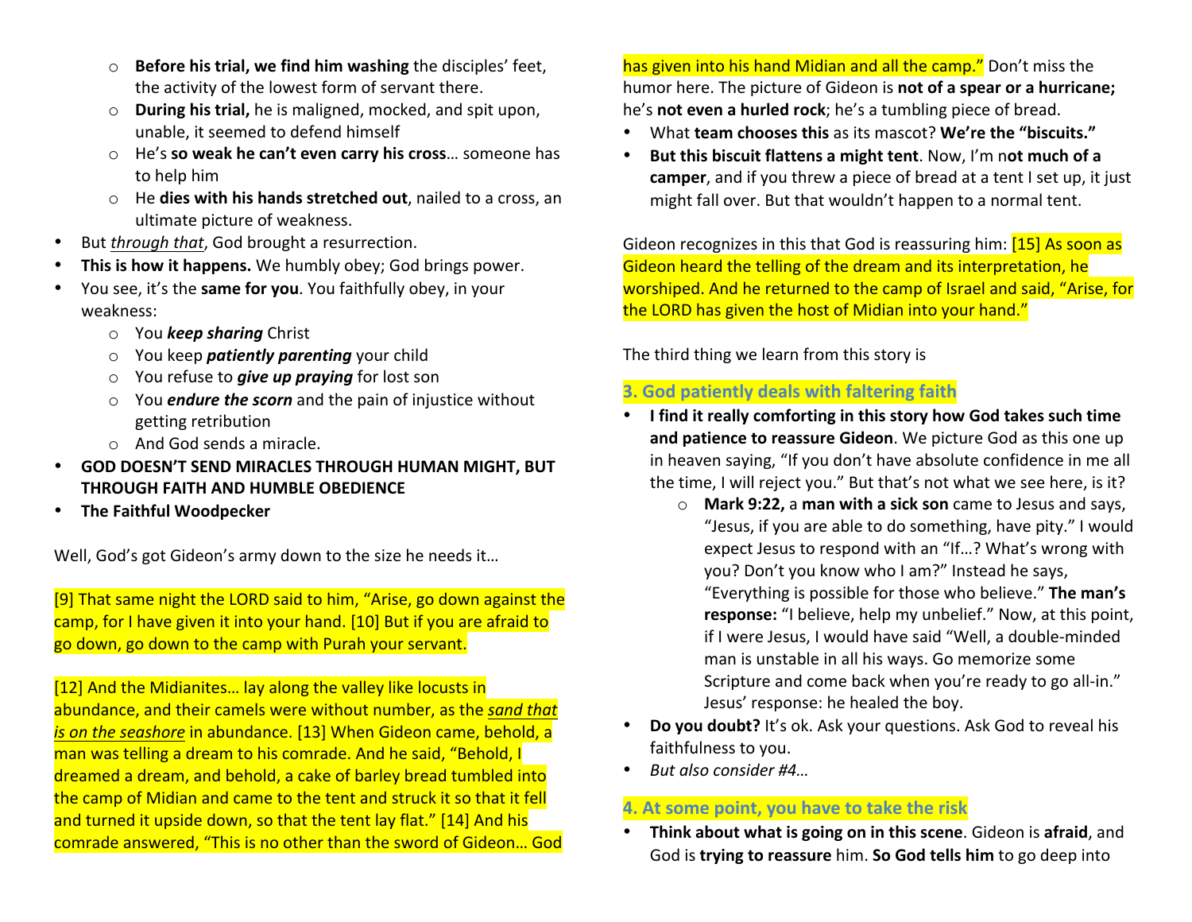- **Before his trial, we find him washing** the disciples' feet, the activity of the lowest form of servant there.
  - **During his trial,** he is maligned, mocked, and spit upon, unable, it seemed to defend himself
  - He's **so weak he can't even carry his cross**… someone has to help him
  - He **dies with his hands stretched out**, nailed to a cross, an ultimate picture of weakness.
- But *through that*, God brought a resurrection.
- **This is how it happens.** We humbly obey; God brings power.
- You see, it's the **same for you**. You faithfully obey, in your weakness:
  - You ***keep sharing*** Christ
  - You keep ***patiently parenting*** your child
  - You refuse to ***give up praying*** for lost son
  - You ***endure the scorn*** and the pain of injustice without getting retribution
  - And God sends a miracle.
- **GOD DOESN'T SEND MIRACLES THROUGH HUMAN MIGHT, BUT THROUGH FAITH AND HUMBLE OBEDIENCE**
- **The Faithful Woodpecker**

Well, God's got Gideon's army down to the size he needs it…

[9] That same night the LORD said to him, "Arise, go down against the camp, for I have given it into your hand. [10] But if you are afraid to go down, go down to the camp with Purah your servant.

[12] And the Midianites… lay along the valley like locusts in abundance, and their camels were without number, as the *sand that is on the seashore* in abundance. [13] When Gideon came, behold, a man was telling a dream to his comrade. And he said, "Behold, I dreamed a dream, and behold, a cake of barley bread tumbled into the camp of Midian and came to the tent and struck it so that it fell and turned it upside down, so that the tent lay flat." [14] And his comrade answered, "This is no other than the sword of Gideon… God has given into his hand Midian and all the camp." Don't miss the humor here. The picture of Gideon is **not of a spear or a hurricane;** he's **not even a hurled rock**; he's a tumbling piece of bread.

- What **team chooses this** as its mascot? **We're the "biscuits."**
- **But this biscuit flattens a might tent**. Now, I'm n**ot much of a camper**, and if you threw a piece of bread at a tent I set up, it just might fall over. But that wouldn't happen to a normal tent.

Gideon recognizes in this that God is reassuring him: [15] As soon as Gideon heard the telling of the dream and its interpretation, he worshiped. And he returned to the camp of Israel and said, "Arise, for the LORD has given the host of Midian into your hand."

The third thing we learn from this story is

### 3. God patiently deals with faltering faith

- **I find it really comforting in this story how God takes such time and patience to reassure Gideon**. We picture God as this one up in heaven saying, "If you don't have absolute confidence in me all the time, I will reject you." But that's not what we see here, is it?
  - **Mark 9:22,** a **man with a sick son** came to Jesus and says, "Jesus, if you are able to do something, have pity." I would expect Jesus to respond with an "If…? What's wrong with you? Don't you know who I am?" Instead he says, "Everything is possible for those who believe." **The man's response:** "I believe, help my unbelief." Now, at this point, if I were Jesus, I would have said "Well, a double-minded man is unstable in all his ways. Go memorize some Scripture and come back when you're ready to go all-in." Jesus' response: he healed the boy.
- **Do you doubt?** It's ok. Ask your questions. Ask God to reveal his faithfulness to you.
- *But also consider #4…*

### 4. At some point, you have to take the risk

- **Think about what is going on in this scene**. Gideon is **afraid**, and God is **trying to reassure** him. **So God tells him** to go deep into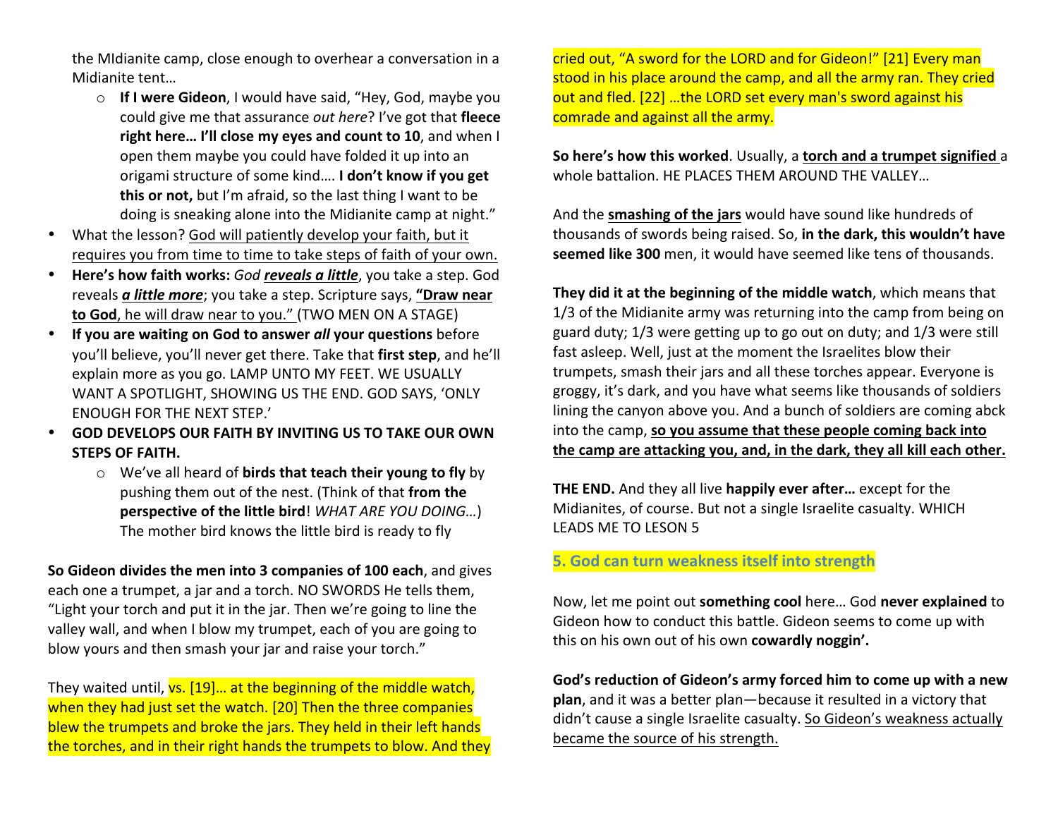the MIdianite camp, close enough to overhear a conversation in a Midianite tent…

- **If I were Gideon**, I would have said, "Hey, God, maybe you could give me that assurance *out here*? I've got that **fleece right here… I'll close my eyes and count to 10**, and when I open them maybe you could have folded it up into an origami structure of some kind…. **I don't know if you get this or not,** but I'm afraid, so the last thing I want to be doing is sneaking alone into the Midianite camp at night."

- What the lesson? <u>God will patiently develop your faith, but it requires you from time to time to take steps of faith of your own.</u>
- **Here's how faith works:** *God* ***<u>reveals a little</u>***, you take a step. God reveals ***<u>a little more</u>***; you take a step. Scripture says, **"Draw near <u>to God</u>**<u>, he will draw near to you."</u> (TWO MEN ON A STAGE)
- **If you are waiting on God to answer *all* your questions** before you'll believe, you'll never get there. Take that **first step**, and he'll explain more as you go. LAMP UNTO MY FEET. WE USUALLY WANT A SPOTLIGHT, SHOWING US THE END. GOD SAYS, 'ONLY ENOUGH FOR THE NEXT STEP.'
- **GOD DEVELOPS OUR FAITH BY INVITING US TO TAKE OUR OWN STEPS OF FAITH.**
  - We've all heard of **birds that teach their young to fly** by pushing them out of the nest. (Think of that **from the perspective of the little bird**! *WHAT ARE YOU DOING…*) The mother bird knows the little bird is ready to fly

**So Gideon divides the men into 3 companies of 100 each**, and gives each one a trumpet, a jar and a torch. NO SWORDS He tells them, "Light your torch and put it in the jar. Then we're going to line the valley wall, and when I blow my trumpet, each of you are going to blow yours and then smash your jar and raise your torch."

They waited until, vs. [19]… at the beginning of the middle watch, when they had just set the watch. [20] Then the three companies blew the trumpets and broke the jars. They held in their left hands the torches, and in their right hands the trumpets to blow. And they cried out, "A sword for the LORD and for Gideon!" [21] Every man stood in his place around the camp, and all the army ran. They cried out and fled. [22] …the LORD set every man's sword against his comrade and against all the army.

**So here's how this worked**. Usually, a **<u>torch and a trumpet signified</u>** a whole battalion. HE PLACES THEM AROUND THE VALLEY…

And the **<u>smashing of the jars</u>** would have sound like hundreds of thousands of swords being raised. So, **in the dark, this wouldn't have seemed like 300** men, it would have seemed like tens of thousands.

**They did it at the beginning of the middle watch**, which means that 1/3 of the Midianite army was returning into the camp from being on guard duty; 1/3 were getting up to go out on duty; and 1/3 were still fast asleep. Well, just at the moment the Israelites blow their trumpets, smash their jars and all these torches appear. Everyone is groggy, it's dark, and you have what seems like thousands of soldiers lining the canyon above you. And a bunch of soldiers are coming abck into the camp, **<u>so you assume that these people coming back into the camp are attacking you, and, in the dark, they all kill each other.</u>**

**THE END.** And they all live **happily ever after…** except for the Midianites, of course. But not a single Israelite casualty. WHICH LEADS ME TO LESON 5

## 5. God can turn weakness itself into strength

Now, let me point out **something cool** here… God **never explained** to Gideon how to conduct this battle. Gideon seems to come up with this on his own out of his own **cowardly noggin'.**

**God's reduction of Gideon's army forced him to come up with a new plan**, and it was a better plan—because it resulted in a victory that didn't cause a single Israelite casualty. <u>So Gideon's weakness actually became the source of his strength.</u>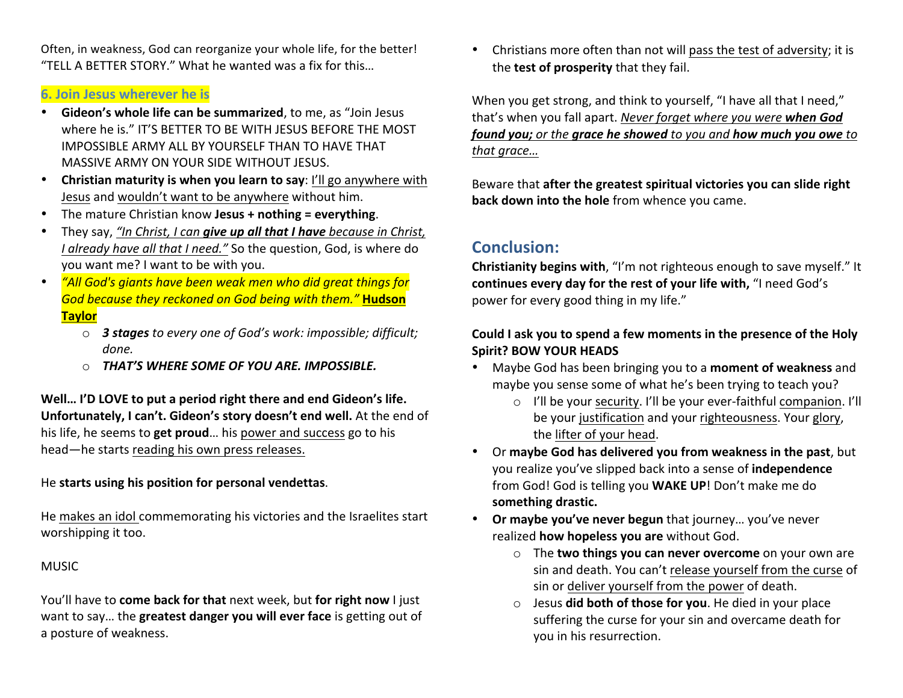Often, in weakness, God can reorganize your whole life, for the better! "TELL A BETTER STORY." What he wanted was a fix for this…

### 6. Join Jesus wherever he is

- **Gideon's whole life can be summarized**, to me, as "Join Jesus where he is." IT'S BETTER TO BE WITH JESUS BEFORE THE MOST IMPOSSIBLE ARMY ALL BY YOURSELF THAN TO HAVE THAT MASSIVE ARMY ON YOUR SIDE WITHOUT JESUS.
- **Christian maturity is when you learn to say**: I'll go anywhere with Jesus and wouldn't want to be anywhere without him.
- The mature Christian know **Jesus + nothing = everything**.
- They say, *"In Christ, I can **give up all that I have** because in Christ, I already have all that I need."* So the question, God, is where do you want me? I want to be with you.
- *"All God's giants have been weak men who did great things for God because they reckoned on God being with them."* **Hudson Taylor**
    - ***3 stages** to every one of God's work: impossible; difficult; done.*
    - ***THAT'S WHERE SOME OF YOU ARE. IMPOSSIBLE.***

**Well… I'D LOVE to put a period right there and end Gideon's life. Unfortunately, I can't. Gideon's story doesn't end well.** At the end of his life, he seems to **get proud**… his power and success go to his head—he starts reading his own press releases.

He **starts using his position for personal vendettas**.

He makes an idol commemorating his victories and the Israelites start worshipping it too.

MUSIC

You'll have to **come back for that** next week, but **for right now** I just want to say… the **greatest danger you will ever face** is getting out of a posture of weakness.

- Christians more often than not will pass the test of adversity; it is the **test of prosperity** that they fail.

When you get strong, and think to yourself, "I have all that I need," that's when you fall apart. *Never forget where you were **when God found you;** or the **grace he showed** to you and **how much you owe** to that grace…*

Beware that **after the greatest spiritual victories you can slide right back down into the hole** from whence you came.

## Conclusion:

**Christianity begins with**, "I'm not righteous enough to save myself." It **continues every day for the rest of your life with,** "I need God's power for every good thing in my life."

**Could I ask you to spend a few moments in the presence of the Holy Spirit? BOW YOUR HEADS**

- Maybe God has been bringing you to a **moment of weakness** and maybe you sense some of what he's been trying to teach you?
    - I'll be your security. I'll be your ever-faithful companion. I'll be your justification and your righteousness. Your glory, the lifter of your head.
- Or **maybe God has delivered you from weakness in the past**, but you realize you've slipped back into a sense of **independence** from God! God is telling you **WAKE UP**! Don't make me do **something drastic.**
- **Or maybe you've never begun** that journey… you've never realized **how hopeless you are** without God.
    - The **two things you can never overcome** on your own are sin and death. You can't release yourself from the curse of sin or deliver yourself from the power of death.
    - Jesus **did both of those for you**. He died in your place suffering the curse for your sin and overcame death for you in his resurrection.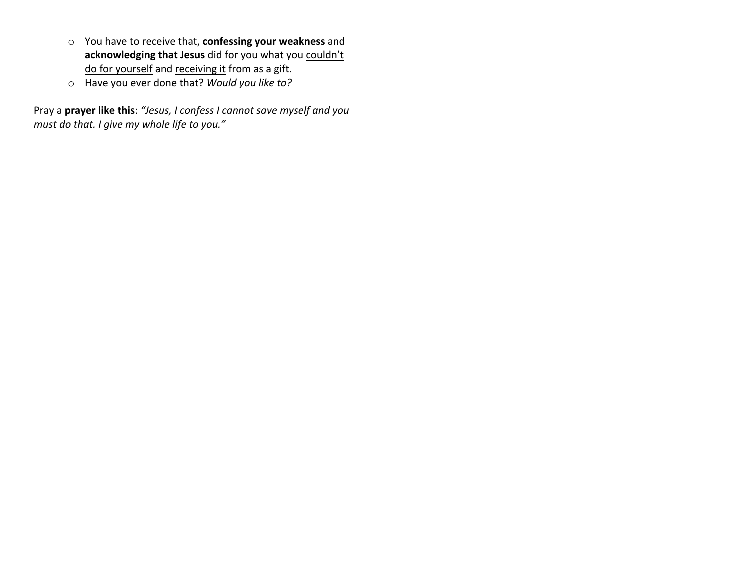- You have to receive that, **confessing your weakness** and **acknowledging that Jesus** did for you what you <u>couldn't do for yourself</u> and <u>receiving it</u> from as a gift.
- Have you ever done that? *Would you like to?*

Pray a **prayer like this**: *"Jesus, I confess I cannot save myself and you must do that. I give my whole life to you."*